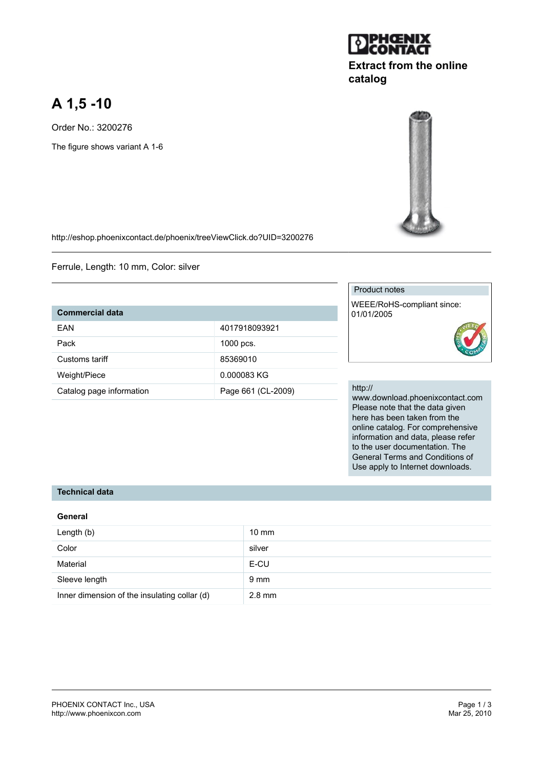Extract from the online catalog

# A 1,5 -10

Order No.: 3200276

The figure shows variant A 1-6

http://eshop.phoenixcontact.de/phoenix/treeViewClick.do?UID=3200276

Ferrule, Length: 10 mm, Color: silver

| Commercial data | |
|---|---|
| EAN | 4017918093921 |
| Pack | 1000 pcs. |
| Customs tariff | 85369010 |
| Weight/Piece | 0.000083 KG |
| Catalog page information | Page 661 (CL-2009) |

Product notes

WEEE/RoHS-compliant since: 01/01/2005

http://www.download.phoenixcontact.com Please note that the data given here has been taken from the online catalog. For comprehensive information and data, please refer to the user documentation. The General Terms and Conditions of Use apply to Internet downloads.

## Technical data

### General

| | |
|---|---|
| Length (b) | 10 mm |
| Color | silver |
| Material | E-CU |
| Sleeve length | 9 mm |
| Inner dimension of the insulating collar (d) | 2.8 mm |

PHOENIX CONTACT Inc., USA
http://www.phoenixcon.com

Mar 25, 2010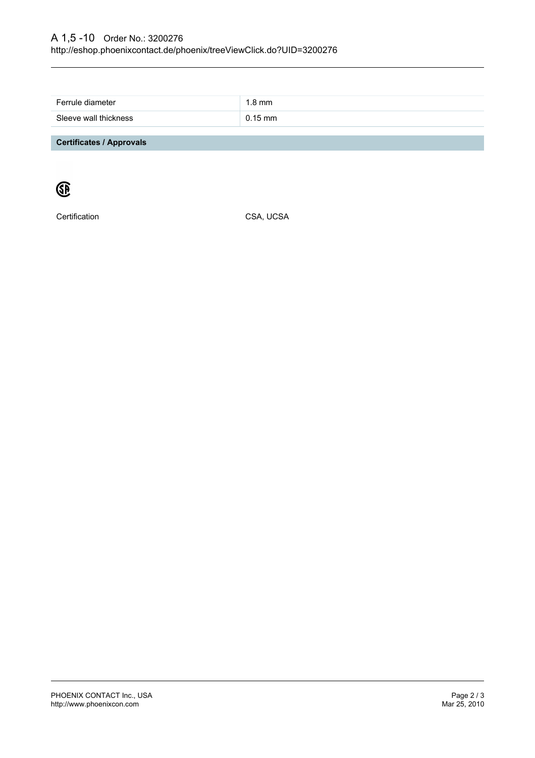| | |
|---|---|
| Ferrule diameter | 1.8 mm |
| Sleeve wall thickness | 0.15 mm |

## Certificates / Approvals

Certification CSA, UCSA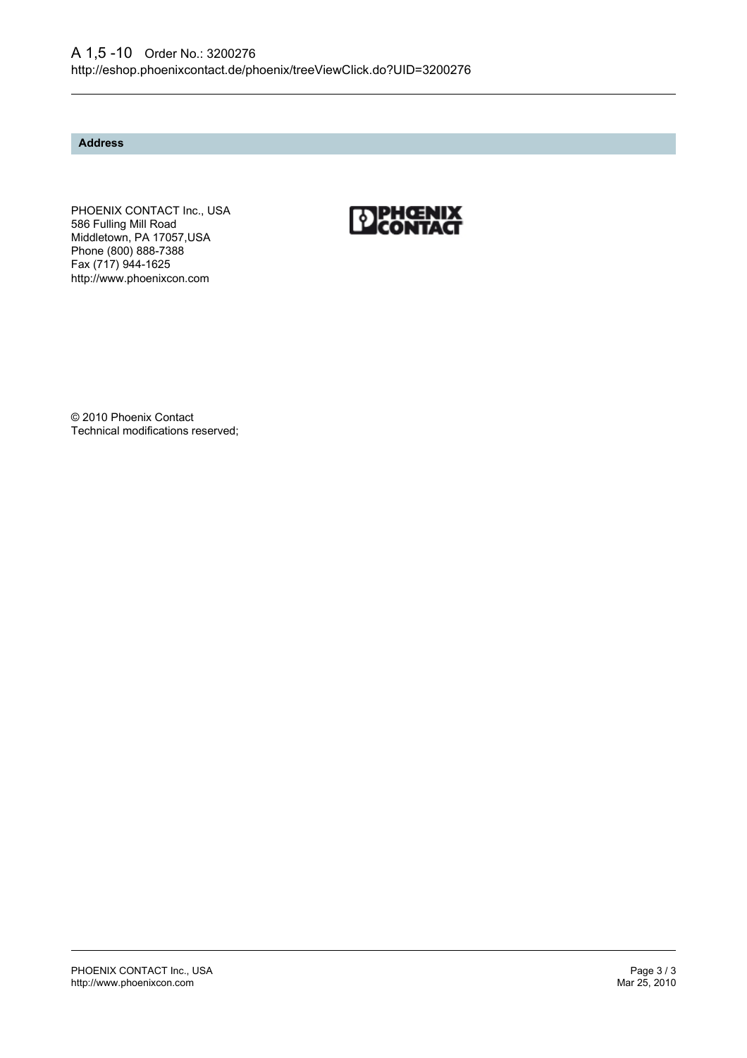## Address

PHOENIX CONTACT Inc., USA
586 Fulling Mill Road
Middletown, PA 17057,USA
Phone (800) 888-7388
Fax (717) 944-1625
http://www.phoenixcon.com

© 2010 Phoenix Contact
Technical modifications reserved;